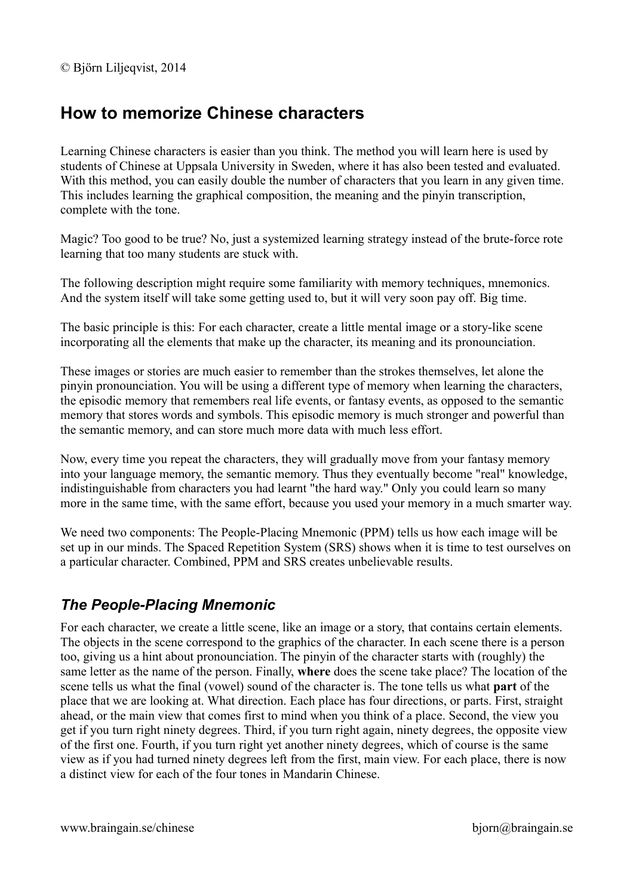© Björn Liljeqvist, 2014

# How to memorize Chinese characters

Learning Chinese characters is easier than you think. The method you will learn here is used by students of Chinese at Uppsala University in Sweden, where it has also been tested and evaluated. With this method, you can easily double the number of characters that you learn in any given time. This includes learning the graphical composition, the meaning and the pinyin transcription, complete with the tone.

Magic? Too good to be true? No, just a systemized learning strategy instead of the brute-force rote learning that too many students are stuck with.

The following description might require some familiarity with memory techniques, mnemonics. And the system itself will take some getting used to, but it will very soon pay off. Big time.

The basic principle is this: For each character, create a little mental image or a story-like scene incorporating all the elements that make up the character, its meaning and its pronounciation.

These images or stories are much easier to remember than the strokes themselves, let alone the pinyin pronounciation. You will be using a different type of memory when learning the characters, the episodic memory that remembers real life events, or fantasy events, as opposed to the semantic memory that stores words and symbols. This episodic memory is much stronger and powerful than the semantic memory, and can store much more data with much less effort.

Now, every time you repeat the characters, they will gradually move from your fantasy memory into your language memory, the semantic memory. Thus they eventually become "real" knowledge, indistinguishable from characters you had learnt "the hard way." Only you could learn so many more in the same time, with the same effort, because you used your memory in a much smarter way.

We need two components: The People-Placing Mnemonic (PPM) tells us how each image will be set up in our minds. The Spaced Repetition System (SRS) shows when it is time to test ourselves on a particular character. Combined, PPM and SRS creates unbelievable results.

## *The People-Placing Mnemonic*

For each character, we create a little scene, like an image or a story, that contains certain elements. The objects in the scene correspond to the graphics of the character. In each scene there is a person too, giving us a hint about pronounciation. The pinyin of the character starts with (roughly) the same letter as the name of the person. Finally, **where** does the scene take place? The location of the scene tells us what the final (vowel) sound of the character is. The tone tells us what **part** of the place that we are looking at. What direction. Each place has four directions, or parts. First, straight ahead, or the main view that comes first to mind when you think of a place. Second, the view you get if you turn right ninety degrees. Third, if you turn right again, ninety degrees, the opposite view of the first one. Fourth, if you turn right yet another ninety degrees, which of course is the same view as if you had turned ninety degrees left from the first, main view. For each place, there is now a distinct view for each of the four tones in Mandarin Chinese.

www.braingain.se/chinese bjorn@braingain.se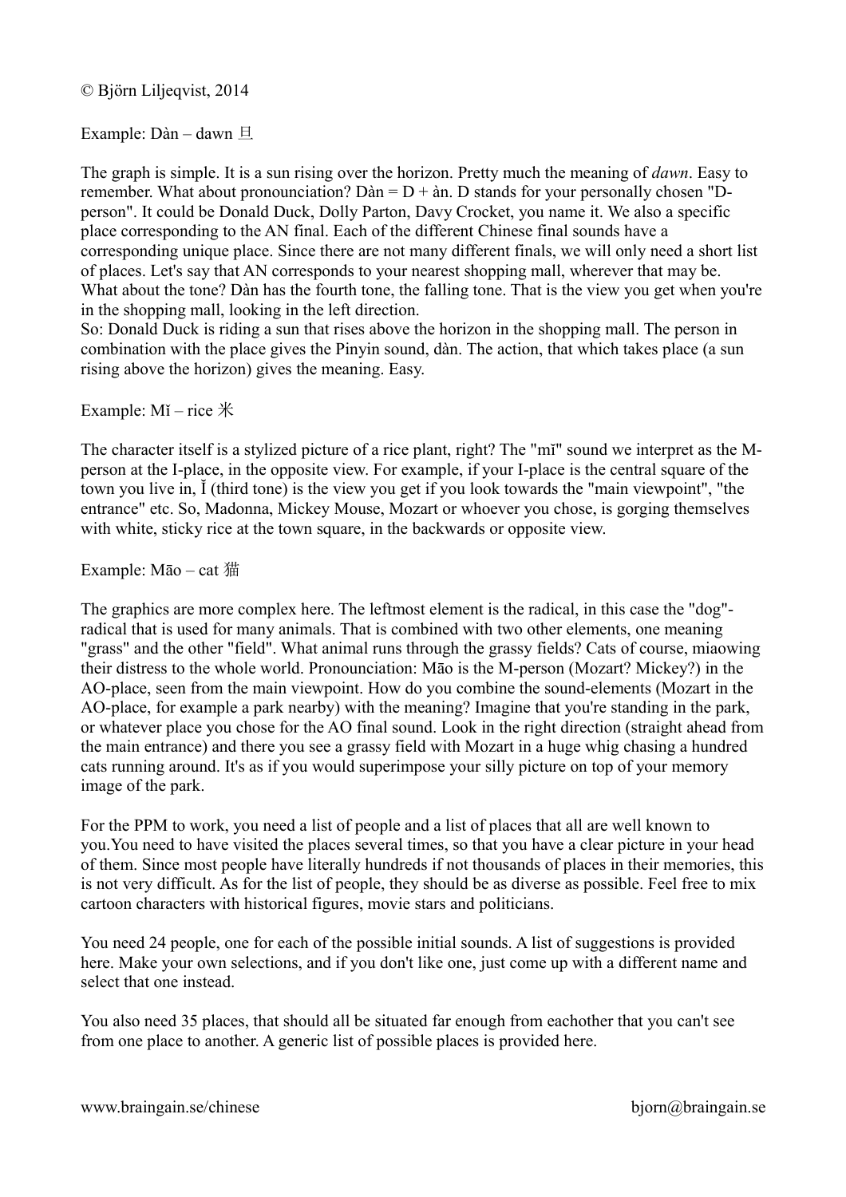© Björn Liljeqvist, 2014

Example: Dàn – dawn 旦

The graph is simple. It is a sun rising over the horizon. Pretty much the meaning of *dawn*. Easy to remember. What about pronounciation? Dàn = D + àn. D stands for your personally chosen "D-person". It could be Donald Duck, Dolly Parton, Davy Crocket, you name it. We also a specific place corresponding to the AN final. Each of the different Chinese final sounds have a corresponding unique place. Since there are not many different finals, we will only need a short list of places. Let's say that AN corresponds to your nearest shopping mall, wherever that may be. What about the tone? Dàn has the fourth tone, the falling tone. That is the view you get when you're in the shopping mall, looking in the left direction.
So: Donald Duck is riding a sun that rises above the horizon in the shopping mall. The person in combination with the place gives the Pinyin sound, dàn. The action, that which takes place (a sun rising above the horizon) gives the meaning. Easy.

Example: Mǐ – rice 米

The character itself is a stylized picture of a rice plant, right? The "mǐ" sound we interpret as the M-person at the I-place, in the opposite view. For example, if your I-place is the central square of the town you live in, Ǐ (third tone) is the view you get if you look towards the "main viewpoint", "the entrance" etc. So, Madonna, Mickey Mouse, Mozart or whoever you chose, is gorging themselves with white, sticky rice at the town square, in the backwards or opposite view.

Example: Māo – cat 猫

The graphics are more complex here. The leftmost element is the radical, in this case the "dog"-radical that is used for many animals. That is combined with two other elements, one meaning "grass" and the other "field". What animal runs through the grassy fields? Cats of course, miaowing their distress to the whole world. Pronounciation: Māo is the M-person (Mozart? Mickey?) in the AO-place, seen from the main viewpoint. How do you combine the sound-elements (Mozart in the AO-place, for example a park nearby) with the meaning? Imagine that you're standing in the park, or whatever place you chose for the AO final sound. Look in the right direction (straight ahead from the main entrance) and there you see a grassy field with Mozart in a huge whig chasing a hundred cats running around. It's as if you would superimpose your silly picture on top of your memory image of the park.

For the PPM to work, you need a list of people and a list of places that all are well known to you.You need to have visited the places several times, so that you have a clear picture in your head of them. Since most people have literally hundreds if not thousands of places in their memories, this is not very difficult. As for the list of people, they should be as diverse as possible. Feel free to mix cartoon characters with historical figures, movie stars and politicians.

You need 24 people, one for each of the possible initial sounds. A list of suggestions is provided here. Make your own selections, and if you don't like one, just come up with a different name and select that one instead.

You also need 35 places, that should all be situated far enough from eachother that you can't see from one place to another. A generic list of possible places is provided here.

www.braingain.se/chinese bjorn@braingain.se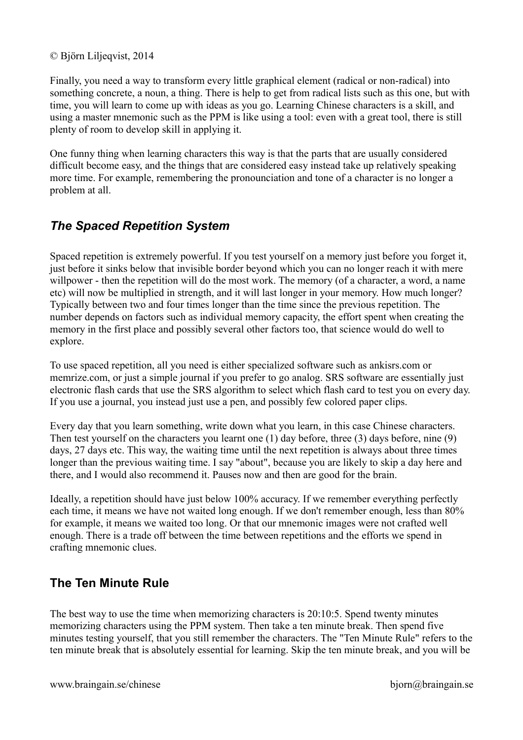Finally, you need a way to transform every little graphical element (radical or non-radical) into something concrete, a noun, a thing. There is help to get from radical lists such as this one, but with time, you will learn to come up with ideas as you go. Learning Chinese characters is a skill, and using a master mnemonic such as the PPM is like using a tool: even with a great tool, there is still plenty of room to develop skill in applying it.

One funny thing when learning characters this way is that the parts that are usually considered difficult become easy, and the things that are considered easy instead take up relatively speaking more time. For example, remembering the pronounciation and tone of a character is no longer a problem at all.

## *The Spaced Repetition System*

Spaced repetition is extremely powerful. If you test yourself on a memory just before you forget it, just before it sinks below that invisible border beyond which you can no longer reach it with mere willpower - then the repetition will do the most work. The memory (of a character, a word, a name etc) will now be multiplied in strength, and it will last longer in your memory. How much longer? Typically between two and four times longer than the time since the previous repetition. The number depends on factors such as individual memory capacity, the effort spent when creating the memory in the first place and possibly several other factors too, that science would do well to explore.

To use spaced repetition, all you need is either specialized software such as ankisrs.com or memrize.com, or just a simple journal if you prefer to go analog. SRS software are essentially just electronic flash cards that use the SRS algorithm to select which flash card to test you on every day. If you use a journal, you instead just use a pen, and possibly few colored paper clips.

Every day that you learn something, write down what you learn, in this case Chinese characters. Then test yourself on the characters you learnt one (1) day before, three (3) days before, nine (9) days, 27 days etc. This way, the waiting time until the next repetition is always about three times longer than the previous waiting time. I say "about", because you are likely to skip a day here and there, and I would also recommend it. Pauses now and then are good for the brain.

Ideally, a repetition should have just below 100% accuracy. If we remember everything perfectly each time, it means we have not waited long enough. If we don't remember enough, less than 80% for example, it means we waited too long. Or that our mnemonic images were not crafted well enough. There is a trade off between the time between repetitions and the efforts we spend in crafting mnemonic clues.

## The Ten Minute Rule

The best way to use the time when memorizing characters is 20:10:5. Spend twenty minutes memorizing characters using the PPM system. Then take a ten minute break. Then spend five minutes testing yourself, that you still remember the characters. The "Ten Minute Rule" refers to the ten minute break that is absolutely essential for learning. Skip the ten minute break, and you will be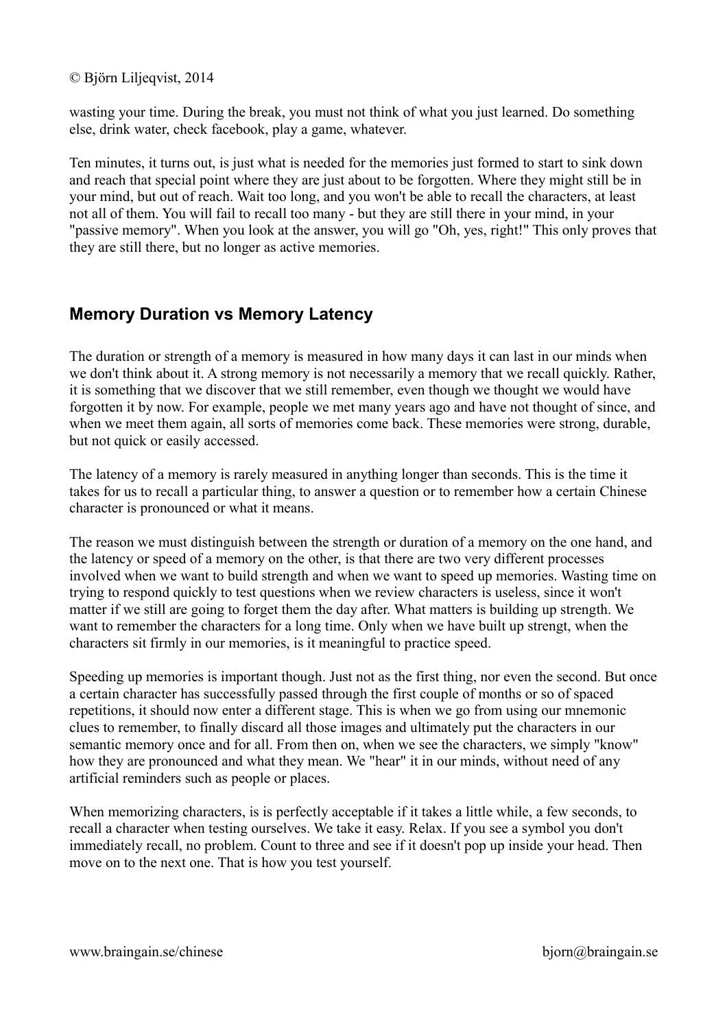wasting your time. During the break, you must not think of what you just learned. Do something else, drink water, check facebook, play a game, whatever.

Ten minutes, it turns out, is just what is needed for the memories just formed to start to sink down and reach that special point where they are just about to be forgotten. Where they might still be in your mind, but out of reach. Wait too long, and you won't be able to recall the characters, at least not all of them. You will fail to recall too many - but they are still there in your mind, in your "passive memory". When you look at the answer, you will go "Oh, yes, right!" This only proves that they are still there, but no longer as active memories.

## Memory Duration vs Memory Latency

The duration or strength of a memory is measured in how many days it can last in our minds when we don't think about it. A strong memory is not necessarily a memory that we recall quickly. Rather, it is something that we discover that we still remember, even though we thought we would have forgotten it by now. For example, people we met many years ago and have not thought of since, and when we meet them again, all sorts of memories come back. These memories were strong, durable, but not quick or easily accessed.

The latency of a memory is rarely measured in anything longer than seconds. This is the time it takes for us to recall a particular thing, to answer a question or to remember how a certain Chinese character is pronounced or what it means.

The reason we must distinguish between the strength or duration of a memory on the one hand, and the latency or speed of a memory on the other, is that there are two very different processes involved when we want to build strength and when we want to speed up memories. Wasting time on trying to respond quickly to test questions when we review characters is useless, since it won't matter if we still are going to forget them the day after. What matters is building up strength. We want to remember the characters for a long time. Only when we have built up strengt, when the characters sit firmly in our memories, is it meaningful to practice speed.

Speeding up memories is important though. Just not as the first thing, nor even the second. But once a certain character has successfully passed through the first couple of months or so of spaced repetitions, it should now enter a different stage. This is when we go from using our mnemonic clues to remember, to finally discard all those images and ultimately put the characters in our semantic memory once and for all. From then on, when we see the characters, we simply "know" how they are pronounced and what they mean. We "hear" it in our minds, without need of any artificial reminders such as people or places.

When memorizing characters, is is perfectly acceptable if it takes a little while, a few seconds, to recall a character when testing ourselves. We take it easy. Relax. If you see a symbol you don't immediately recall, no problem. Count to three and see if it doesn't pop up inside your head. Then move on to the next one. That is how you test yourself.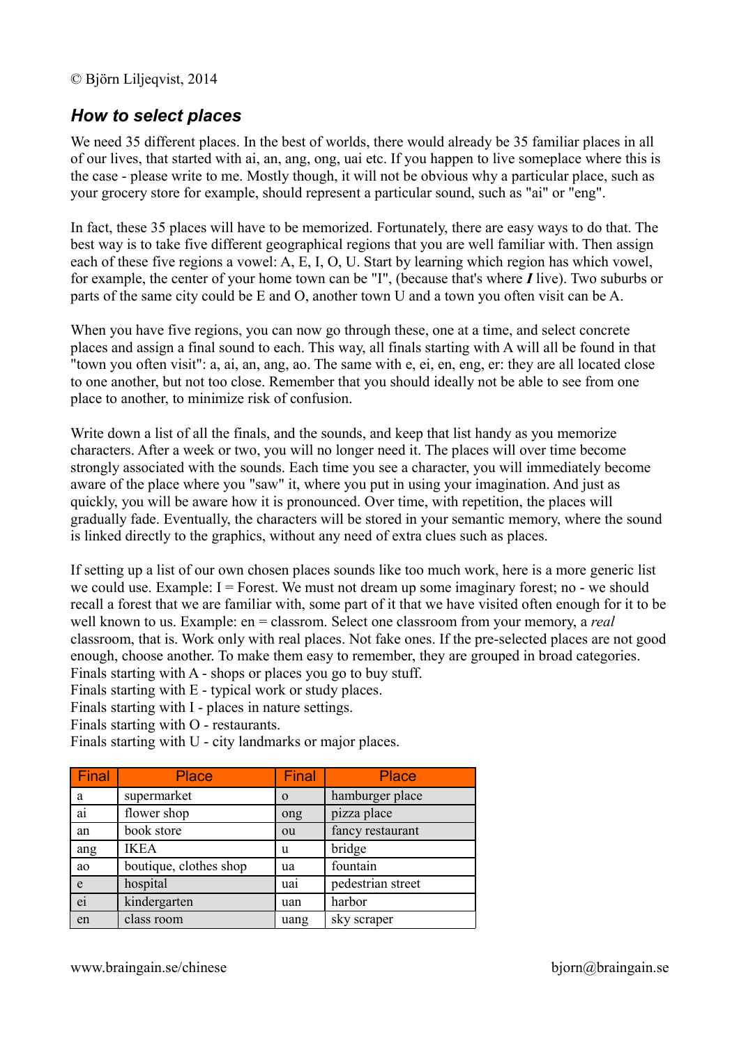© Björn Liljeqvist, 2014

## *How to select places*

We need 35 different places. In the best of worlds, there would already be 35 familiar places in all of our lives, that started with ai, an, ang, ong, uai etc. If you happen to live someplace where this is the case - please write to me. Mostly though, it will not be obvious why a particular place, such as your grocery store for example, should represent a particular sound, such as "ai" or "eng".

In fact, these 35 places will have to be memorized. Fortunately, there are easy ways to do that. The best way is to take five different geographical regions that you are well familiar with. Then assign each of these five regions a vowel: A, E, I, O, U. Start by learning which region has which vowel, for example, the center of your home town can be "I", (because that's where ***I*** live). Two suburbs or parts of the same city could be E and O, another town U and a town you often visit can be A.

When you have five regions, you can now go through these, one at a time, and select concrete places and assign a final sound to each. This way, all finals starting with A will all be found in that "town you often visit": a, ai, an, ang, ao. The same with e, ei, en, eng, er: they are all located close to one another, but not too close. Remember that you should ideally not be able to see from one place to another, to minimize risk of confusion.

Write down a list of all the finals, and the sounds, and keep that list handy as you memorize characters. After a week or two, you will no longer need it. The places will over time become strongly associated with the sounds. Each time you see a character, you will immediately become aware of the place where you "saw" it, where you put in using your imagination. And just as quickly, you will be aware how it is pronounced. Over time, with repetition, the places will gradually fade. Eventually, the characters will be stored in your semantic memory, where the sound is linked directly to the graphics, without any need of extra clues such as places.

If setting up a list of our own chosen places sounds like too much work, here is a more generic list we could use. Example: I = Forest. We must not dream up some imaginary forest; no - we should recall a forest that we are familiar with, some part of it that we have visited often enough for it to be well known to us. Example: en = classrom. Select one classroom from your memory, a *real* classroom, that is. Work only with real places. Not fake ones. If the pre-selected places are not good enough, choose another. To make them easy to remember, they are grouped in broad categories.
Finals starting with A - shops or places you go to buy stuff.
Finals starting with E - typical work or study places.
Finals starting with I - places in nature settings.
Finals starting with O - restaurants.
Finals starting with U - city landmarks or major places.

| Final | Place | Final | Place |
|---|---|---|---|
| a | supermarket | o | hamburger place |
| ai | flower shop | ong | pizza place |
| an | book store | ou | fancy restaurant |
| ang | IKEA | u | bridge |
| ao | boutique, clothes shop | ua | fountain |
| e | hospital | uai | pedestrian street |
| ei | kindergarten | uan | harbor |
| en | class room | uang | sky scraper |

www.braingain.se/chinese bjorn@braingain.se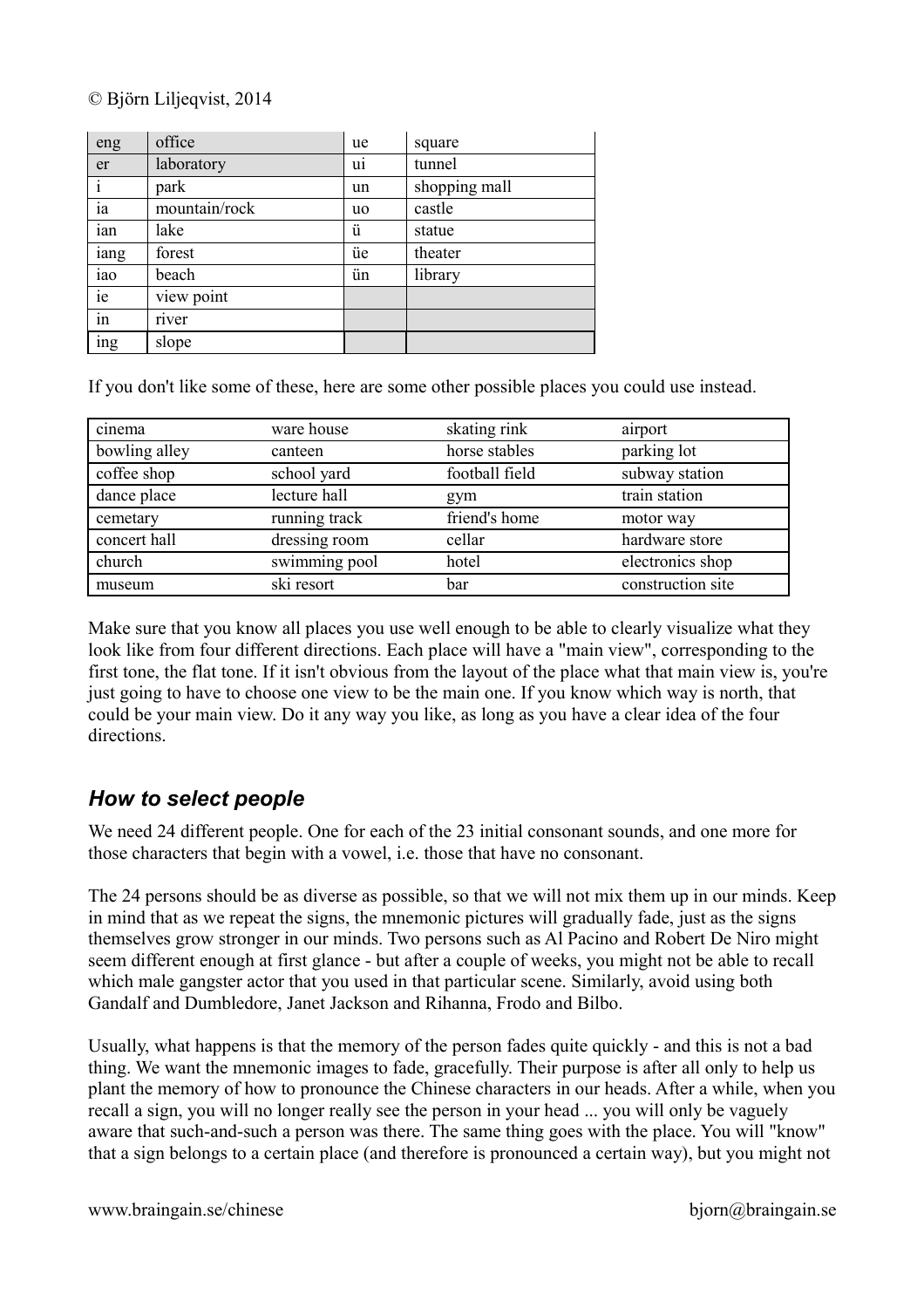© Björn Liljeqvist, 2014

| eng | office | ue | square |
|---|---|---|---|
| er | laboratory | ui | tunnel |
| i | park | un | shopping mall |
| ia | mountain/rock | uo | castle |
| ian | lake | ü | statue |
| iang | forest | üe | theater |
| iao | beach | ün | library |
| ie | view point | | |
| in | river | | |
| ing | slope | | |

If you don't like some of these, here are some other possible places you could use instead.

| cinema | ware house | skating rink | airport |
|---|---|---|---|
| bowling alley | canteen | horse stables | parking lot |
| coffee shop | school yard | football field | subway station |
| dance place | lecture hall | gym | train station |
| cemetary | running track | friend's home | motor way |
| concert hall | dressing room | cellar | hardware store |
| church | swimming pool | hotel | electronics shop |
| museum | ski resort | bar | construction site |

Make sure that you know all places you use well enough to be able to clearly visualize what they look like from four different directions. Each place will have a "main view", corresponding to the first tone, the flat tone. If it isn't obvious from the layout of the place what that main view is, you're just going to have to choose one view to be the main one. If you know which way is north, that could be your main view. Do it any way you like, as long as you have a clear idea of the four directions.

## *How to select people*

We need 24 different people. One for each of the 23 initial consonant sounds, and one more for those characters that begin with a vowel, i.e. those that have no consonant.

The 24 persons should be as diverse as possible, so that we will not mix them up in our minds. Keep in mind that as we repeat the signs, the mnemonic pictures will gradually fade, just as the signs themselves grow stronger in our minds. Two persons such as Al Pacino and Robert De Niro might seem different enough at first glance - but after a couple of weeks, you might not be able to recall which male gangster actor that you used in that particular scene. Similarly, avoid using both Gandalf and Dumbledore, Janet Jackson and Rihanna, Frodo and Bilbo.

Usually, what happens is that the memory of the person fades quite quickly - and this is not a bad thing. We want the mnemonic images to fade, gracefully. Their purpose is after all only to help us plant the memory of how to pronounce the Chinese characters in our heads. After a while, when you recall a sign, you will no longer really see the person in your head ... you will only be vaguely aware that such-and-such a person was there. The same thing goes with the place. You will "know" that a sign belongs to a certain place (and therefore is pronounced a certain way), but you might not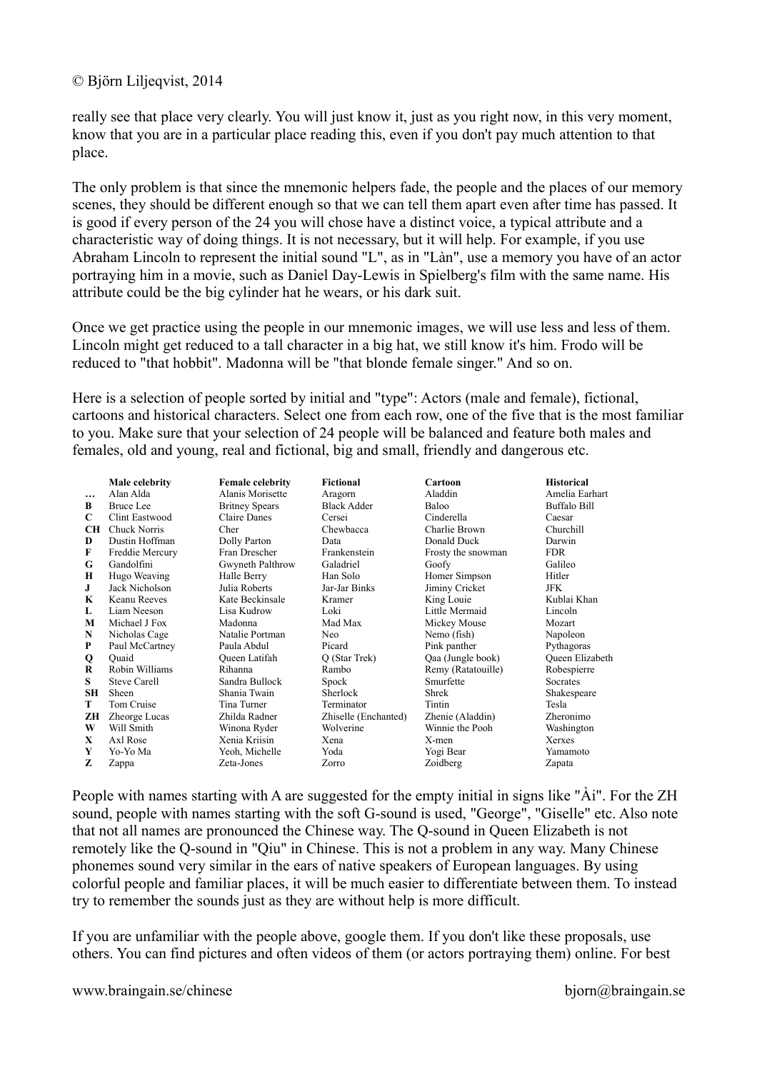really see that place very clearly. You will just know it, just as you right now, in this very moment, know that you are in a particular place reading this, even if you don't pay much attention to that place.

The only problem is that since the mnemonic helpers fade, the people and the places of our memory scenes, they should be different enough so that we can tell them apart even after time has passed. It is good if every person of the 24 you will chose have a distinct voice, a typical attribute and a characteristic way of doing things. It is not necessary, but it will help. For example, if you use Abraham Lincoln to represent the initial sound "L", as in "Làn", use a memory you have of an actor portraying him in a movie, such as Daniel Day-Lewis in Spielberg's film with the same name. His attribute could be the big cylinder hat he wears, or his dark suit.

Once we get practice using the people in our mnemonic images, we will use less and less of them. Lincoln might get reduced to a tall character in a big hat, we still know it's him. Frodo will be reduced to "that hobbit". Madonna will be "that blonde female singer." And so on.

Here is a selection of people sorted by initial and "type": Actors (male and female), fictional, cartoons and historical characters. Select one from each row, one of the five that is the most familiar to you. Make sure that your selection of 24 people will be balanced and feature both males and females, old and young, real and fictional, big and small, friendly and dangerous etc.

| | Male celebrity | Female celebrity | Fictional | Cartoon | Historical |
|---|---|---|---|---|---|
| **…** | Alan Alda | Alanis Morisette | Aragorn | Aladdin | Amelia Earhart |
| **B** | Bruce Lee | Britney Spears | Black Adder | Baloo | Buffalo Bill |
| **C** | Clint Eastwood | Claire Danes | Cersei | Cinderella | Caesar |
| **CH** | Chuck Norris | Cher | Chewbacca | Charlie Brown | Churchill |
| **D** | Dustin Hoffman | Dolly Parton | Data | Donald Duck | Darwin |
| **F** | Freddie Mercury | Fran Drescher | Frankenstein | Frosty the snowman | FDR |
| **G** | Gandolfini | Gwyneth Palthrow | Galadriel | Goofy | Galileo |
| **H** | Hugo Weaving | Halle Berry | Han Solo | Homer Simpson | Hitler |
| **J** | Jack Nicholson | Julia Roberts | Jar-Jar Binks | Jiminy Cricket | JFK |
| **K** | Keanu Reeves | Kate Beckinsale | Kramer | King Louie | Kublai Khan |
| **L** | Liam Neeson | Lisa Kudrow | Loki | Little Mermaid | Lincoln |
| **M** | Michael J Fox | Madonna | Mad Max | Mickey Mouse | Mozart |
| **N** | Nicholas Cage | Natalie Portman | Neo | Nemo (fish) | Napoleon |
| **P** | Paul McCartney | Paula Abdul | Picard | Pink panther | Pythagoras |
| **Q** | Quaid | Queen Latifah | Q (Star Trek) | Qaa (Jungle book) | Queen Elizabeth |
| **R** | Robin Williams | Rihanna | Rambo | Remy (Ratatouille) | Robespierre |
| **S** | Steve Carell | Sandra Bullock | Spock | Smurfette | Socrates |
| **SH** | Sheen | Shania Twain | Sherlock | Shrek | Shakespeare |
| **T** | Tom Cruise | Tina Turner | Terminator | Tintin | Tesla |
| **ZH** | Zheorge Lucas | Zhilda Radner | Zhiselle (Enchanted) | Zhenie (Aladdin) | Zheronimo |
| **W** | Will Smith | Winona Ryder | Wolverine | Winnie the Pooh | Washington |
| **X** | Axl Rose | Xenia Kriisin | Xena | X-men | Xerxes |
| **Y** | Yo-Yo Ma | Yeoh, Michelle | Yoda | Yogi Bear | Yamamoto |
| **Z** | Zappa | Zeta-Jones | Zorro | Zoidberg | Zapata |

People with names starting with A are suggested for the empty initial in signs like "Ài". For the ZH sound, people with names starting with the soft G-sound is used, "George", "Giselle" etc. Also note that not all names are pronounced the Chinese way. The Q-sound in Queen Elizabeth is not remotely like the Q-sound in "Qiu" in Chinese. This is not a problem in any way. Many Chinese phonemes sound very similar in the ears of native speakers of European languages. By using colorful people and familiar places, it will be much easier to differentiate between them. To instead try to remember the sounds just as they are without help is more difficult.

If you are unfamiliar with the people above, google them. If you don't like these proposals, use others. You can find pictures and often videos of them (or actors portraying them) online. For best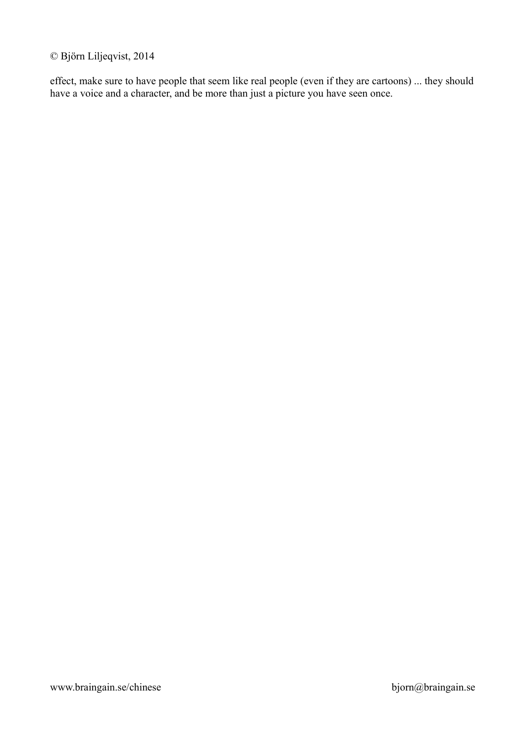effect, make sure to have people that seem like real people (even if they are cartoons) ... they should have a voice and a character, and be more than just a picture you have seen once.